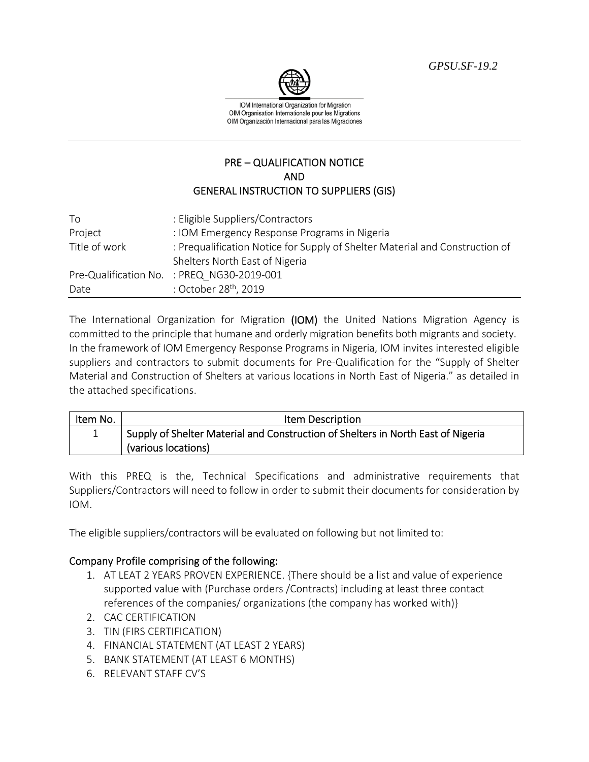GPSU.SF-19.2

IOM International Organization for Migration
OIM Organisation Internationale pour les Migrations
OIM Organización Internacional para las Migraciones

# PRE – QUALIFICATION NOTICE
# AND
# GENERAL INSTRUCTION TO SUPPLIERS (GIS)

| | |
|---|---|
| To | : Eligible Suppliers/Contractors |
| Project | : IOM Emergency Response Programs in Nigeria |
| Title of work | : Prequalification Notice for Supply of Shelter Material and Construction of Shelters North East of Nigeria |
| Pre-Qualification No. | : PREQ_NG30-2019-001 |
| Date | : October 28th, 2019 |

The International Organization for Migration **(IOM)** the United Nations Migration Agency is committed to the principle that humane and orderly migration benefits both migrants and society. In the framework of IOM Emergency Response Programs in Nigeria, IOM invites interested eligible suppliers and contractors to submit documents for Pre-Qualification for the "Supply of Shelter Material and Construction of Shelters at various locations in North East of Nigeria." as detailed in the attached specifications.

| Item No. | Item Description |
|---|---|
| 1 | Supply of Shelter Material and Construction of Shelters in North East of Nigeria (various locations) |

With this PREQ is the, Technical Specifications and administrative requirements that Suppliers/Contractors will need to follow in order to submit their documents for consideration by IOM.

The eligible suppliers/contractors will be evaluated on following but not limited to:

## Company Profile comprising of the following:

1. AT LEAT 2 YEARS PROVEN EXPERIENCE. {There should be a list and value of experience supported value with (Purchase orders /Contracts) including at least three contact references of the companies/ organizations (the company has worked with)}
2. CAC CERTIFICATION
3. TIN (FIRS CERTIFICATION)
4. FINANCIAL STATEMENT (AT LEAST 2 YEARS)
5. BANK STATEMENT (AT LEAST 6 MONTHS)
6. RELEVANT STAFF CV'S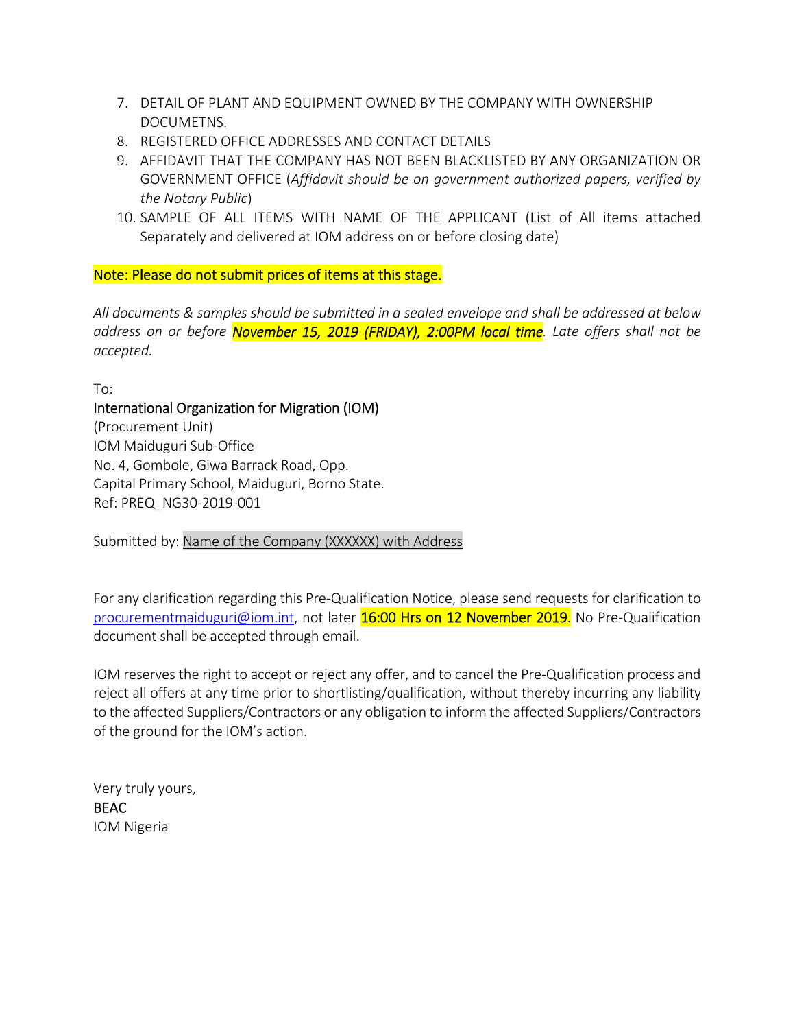7. DETAIL OF PLANT AND EQUIPMENT OWNED BY THE COMPANY WITH OWNERSHIP DOCUMETNS.
8. REGISTERED OFFICE ADDRESSES AND CONTACT DETAILS
9. AFFIDAVIT THAT THE COMPANY HAS NOT BEEN BLACKLISTED BY ANY ORGANIZATION OR GOVERNMENT OFFICE (*Affidavit should be on government authorized papers, verified by the Notary Public*)
10. SAMPLE OF ALL ITEMS WITH NAME OF THE APPLICANT (List of All items attached Separately and delivered at IOM address on or before closing date)

Note: Please do not submit prices of items at this stage.

*All documents & samples should be submitted in a sealed envelope and shall be addressed at below address on or before **November 15, 2019 (FRIDAY), 2:00PM local time**. Late offers shall not be accepted.*

To:
International Organization for Migration (IOM)
(Procurement Unit)
IOM Maiduguri Sub-Office
No. 4, Gombole, Giwa Barrack Road, Opp.
Capital Primary School, Maiduguri, Borno State.
Ref: PREQ_NG30-2019-001

Submitted by: Name of the Company (XXXXXX) with Address

For any clarification regarding this Pre-Qualification Notice, please send requests for clarification to procurementmaiduguri@iom.int, not later 16:00 Hrs on 12 November 2019. No Pre-Qualification document shall be accepted through email.

IOM reserves the right to accept or reject any offer, and to cancel the Pre-Qualification process and reject all offers at any time prior to shortlisting/qualification, without thereby incurring any liability to the affected Suppliers/Contractors or any obligation to inform the affected Suppliers/Contractors of the ground for the IOM's action.

Very truly yours,
BEAC
IOM Nigeria